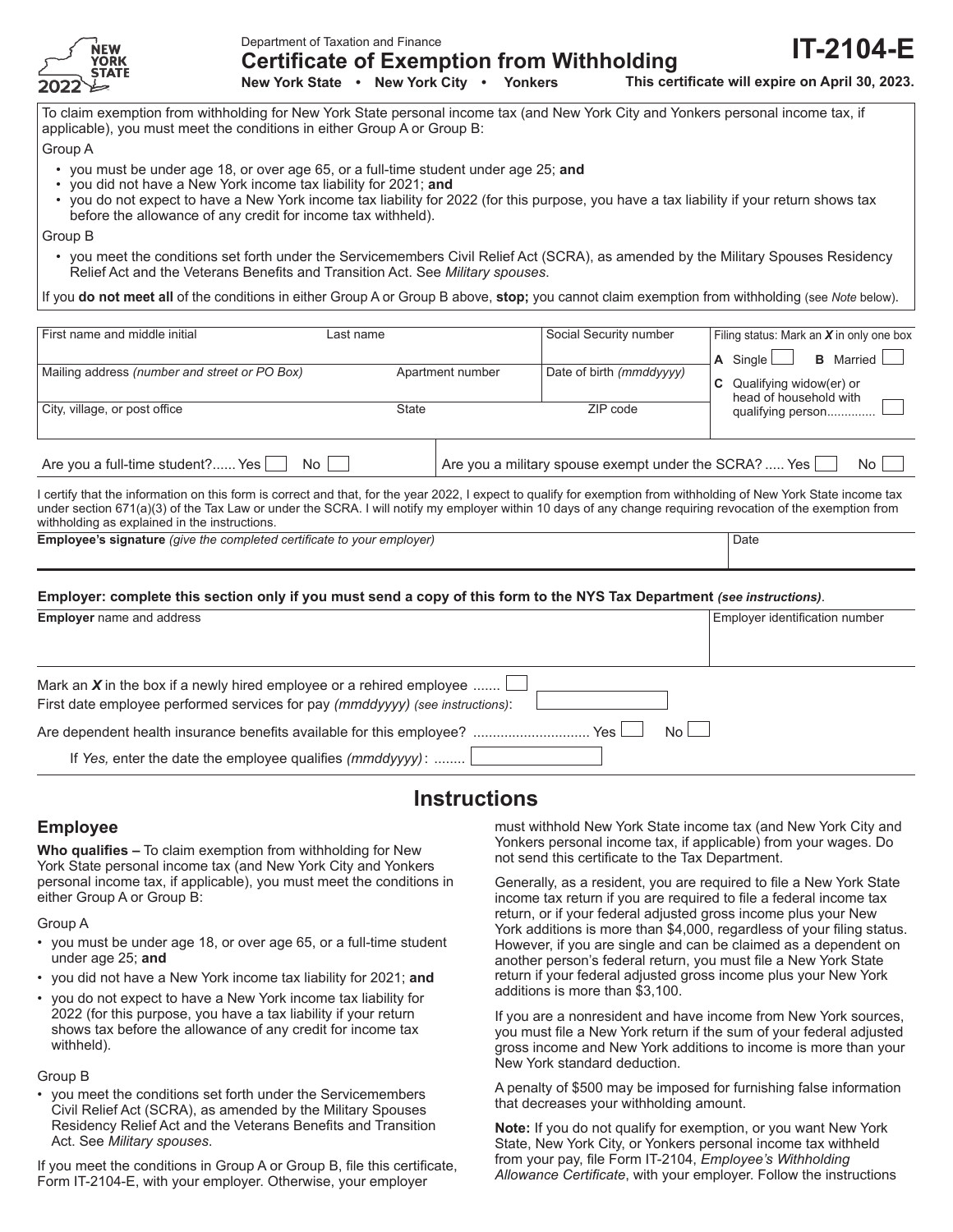NEW YORK STATE 2022

Department of Taxation and Finance

# Certificate of Exemption from Withholding

**New York State • New York City • Yonkers**

# IT-2104-E

**This certificate will expire on April 30, 2023.**

To claim exemption from withholding for New York State personal income tax (and New York City and Yonkers personal income tax, if applicable), you must meet the conditions in either Group A or Group B:

Group A

- you must be under age 18, or over age 65, or a full-time student under age 25; **and**
- you did not have a New York income tax liability for 2021; **and**
- you do not expect to have a New York income tax liability for 2022 (for this purpose, you have a tax liability if your return shows tax before the allowance of any credit for income tax withheld).

Group B

- you meet the conditions set forth under the Servicemembers Civil Relief Act (SCRA), as amended by the Military Spouses Residency Relief Act and the Veterans Benefits and Transition Act. See *Military spouses*.

If you **do not meet all** of the conditions in either Group A or Group B above, **stop;** you cannot claim exemption from withholding (see *Note* below).

| First name and middle initial | Last name | | Social Security number | Filing status: Mark an ***X*** in only one box |
|---|---|---|---|---|
| Mailing address *(number and street or PO Box)* | Apartment number | | Date of birth *(mmddyyyy)* | **A** Single ☐ **B** Married ☐ |
| City, village, or post office | State | | ZIP code | **C** Qualifying widow(er) or head of household with qualifying person............. ☐ |

Are you a full-time student?...... Yes ☐ No ☐

Are you a military spouse exempt under the SCRA? ..... Yes ☐ No ☐

I certify that the information on this form is correct and that, for the year 2022, I expect to qualify for exemption from withholding of New York State income tax under section 671(a)(3) of the Tax Law or under the SCRA. I will notify my employer within 10 days of any change requiring revocation of the exemption from withholding as explained in the instructions.

| **Employee's signature** *(give the completed certificate to your employer)* | Date |
|---|---|
| | |

**Employer: complete this section only if you must send a copy of this form to the NYS Tax Department** ***(see instructions)***.

| **Employer** name and address | Employer identification number |
|---|---|
| | |

Mark an ***X*** in the box if a newly hired employee or a rehired employee ....... ☐

First date employee performed services for pay *(mmddyyyy) (see instructions)*: ____________

Are dependent health insurance benefits available for this employee? ............................. Yes ☐ No ☐

If *Yes,* enter the date the employee qualifies *(mmddyyyy)*: ........ ____________

# Instructions

## Employee

**Who qualifies –** To claim exemption from withholding for New York State personal income tax (and New York City and Yonkers personal income tax, if applicable), you must meet the conditions in either Group A or Group B:

Group A

- you must be under age 18, or over age 65, or a full-time student under age 25; **and**
- you did not have a New York income tax liability for 2021; **and**
- you do not expect to have a New York income tax liability for 2022 (for this purpose, you have a tax liability if your return shows tax before the allowance of any credit for income tax withheld).

Group B

- you meet the conditions set forth under the Servicemembers Civil Relief Act (SCRA), as amended by the Military Spouses Residency Relief Act and the Veterans Benefits and Transition Act. See *Military spouses*.

If you meet the conditions in Group A or Group B, file this certificate, Form IT-2104-E, with your employer. Otherwise, your employer must withhold New York State income tax (and New York City and Yonkers personal income tax, if applicable) from your wages. Do not send this certificate to the Tax Department.

Generally, as a resident, you are required to file a New York State income tax return if you are required to file a federal income tax return, or if your federal adjusted gross income plus your New York additions is more than $4,000, regardless of your filing status. However, if you are single and can be claimed as a dependent on another person's federal return, you must file a New York State return if your federal adjusted gross income plus your New York additions is more than $3,100.

If you are a nonresident and have income from New York sources, you must file a New York return if the sum of your federal adjusted gross income and New York additions to income is more than your New York standard deduction.

A penalty of $500 may be imposed for furnishing false information that decreases your withholding amount.

**Note:** If you do not qualify for exemption, or you want New York State, New York City, or Yonkers personal income tax withheld from your pay, file Form IT-2104, *Employee's Withholding Allowance Certificate*, with your employer. Follow the instructions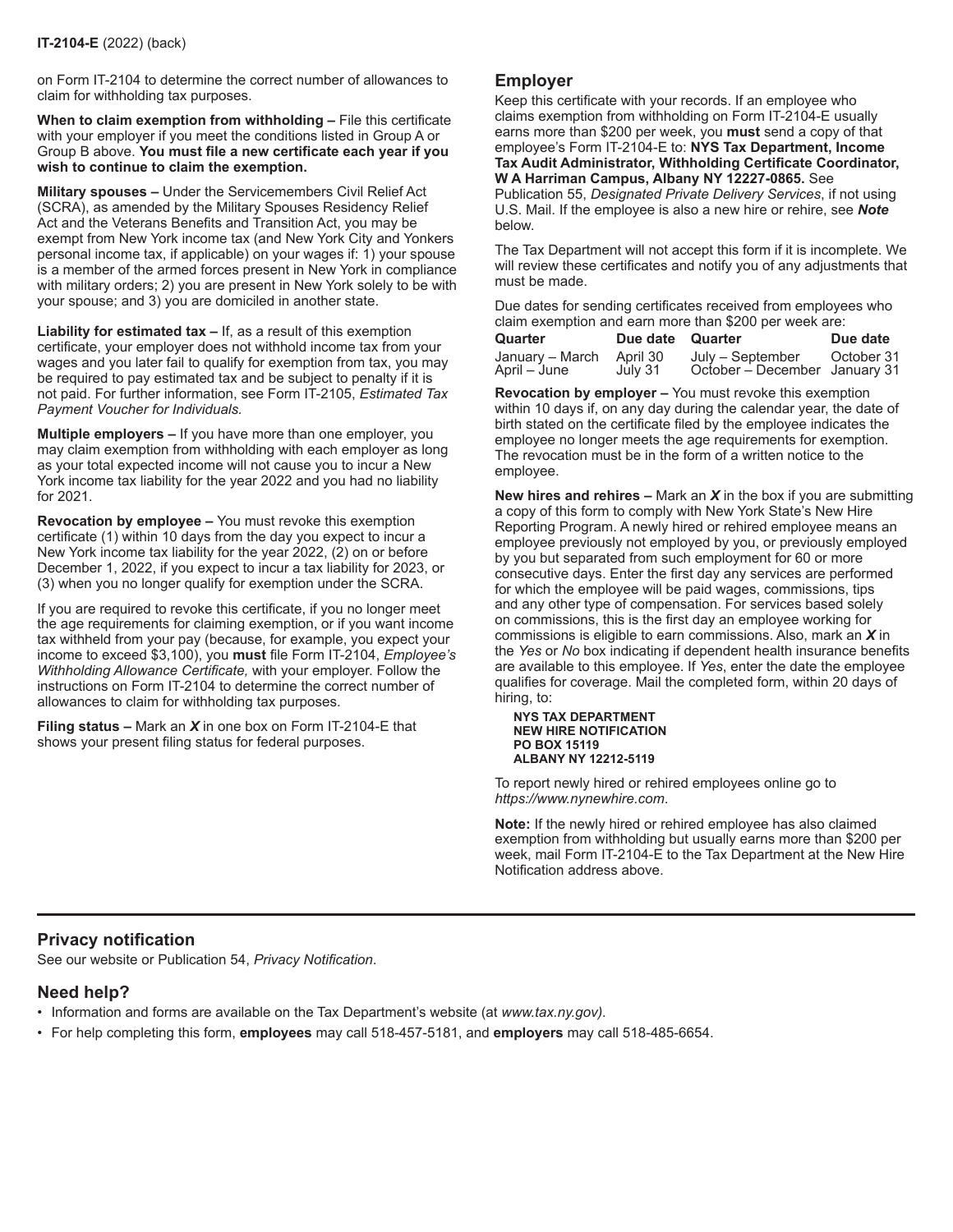on Form IT-2104 to determine the correct number of allowances to claim for withholding tax purposes.

**When to claim exemption from withholding –** File this certificate with your employer if you meet the conditions listed in Group A or Group B above. **You must file a new certificate each year if you wish to continue to claim the exemption.**

**Military spouses –** Under the Servicemembers Civil Relief Act (SCRA), as amended by the Military Spouses Residency Relief Act and the Veterans Benefits and Transition Act, you may be exempt from New York income tax (and New York City and Yonkers personal income tax, if applicable) on your wages if: 1) your spouse is a member of the armed forces present in New York in compliance with military orders; 2) you are present in New York solely to be with your spouse; and 3) you are domiciled in another state.

**Liability for estimated tax –** If, as a result of this exemption certificate, your employer does not withhold income tax from your wages and you later fail to qualify for exemption from tax, you may be required to pay estimated tax and be subject to penalty if it is not paid. For further information, see Form IT-2105, *Estimated Tax Payment Voucher for Individuals.*

**Multiple employers –** If you have more than one employer, you may claim exemption from withholding with each employer as long as your total expected income will not cause you to incur a New York income tax liability for the year 2022 and you had no liability for 2021.

**Revocation by employee –** You must revoke this exemption certificate (1) within 10 days from the day you expect to incur a New York income tax liability for the year 2022, (2) on or before December 1, 2022, if you expect to incur a tax liability for 2023, or (3) when you no longer qualify for exemption under the SCRA.

If you are required to revoke this certificate, if you no longer meet the age requirements for claiming exemption, or if you want income tax withheld from your pay (because, for example, you expect your income to exceed $3,100), you **must** file Form IT-2104, *Employee's Withholding Allowance Certificate,* with your employer. Follow the instructions on Form IT-2104 to determine the correct number of allowances to claim for withholding tax purposes.

**Filing status –** Mark an ***X*** in one box on Form IT-2104-E that shows your present filing status for federal purposes.

## Employer

Keep this certificate with your records. If an employee who claims exemption from withholding on Form IT-2104-E usually earns more than $200 per week, you **must** send a copy of that employee's Form IT-2104-E to: **NYS Tax Department, Income Tax Audit Administrator, Withholding Certificate Coordinator, W A Harriman Campus, Albany NY 12227-0865.** See Publication 55, *Designated Private Delivery Services*, if not using U.S. Mail. If the employee is also a new hire or rehire, see ***Note*** below.

The Tax Department will not accept this form if it is incomplete. We will review these certificates and notify you of any adjustments that must be made.

Due dates for sending certificates received from employees who claim exemption and earn more than $200 per week are:

| Quarter | Due date | Quarter | Due date |
|---|---|---|---|
| January – March | April 30 | July – September | October 31 |
| April – June | July 31 | October – December | January 31 |

**Revocation by employer –** You must revoke this exemption within 10 days if, on any day during the calendar year, the date of birth stated on the certificate filed by the employee indicates the employee no longer meets the age requirements for exemption. The revocation must be in the form of a written notice to the employee.

**New hires and rehires –** Mark an ***X*** in the box if you are submitting a copy of this form to comply with New York State's New Hire Reporting Program. A newly hired or rehired employee means an employee previously not employed by you, or previously employed by you but separated from such employment for 60 or more consecutive days. Enter the first day any services are performed for which the employee will be paid wages, commissions, tips and any other type of compensation. For services based solely on commissions, this is the first day an employee working for commissions is eligible to earn commissions. Also, mark an ***X*** in the *Yes* or *No* box indicating if dependent health insurance benefits are available to this employee. If *Yes*, enter the date the employee qualifies for coverage. Mail the completed form, within 20 days of hiring, to:

**NYS TAX DEPARTMENT**
**NEW HIRE NOTIFICATION**
**PO BOX 15119**
**ALBANY NY 12212-5119**

To report newly hired or rehired employees online go to *https://www.nynewhire.com*.

**Note:** If the newly hired or rehired employee has also claimed exemption from withholding but usually earns more than $200 per week, mail Form IT-2104-E to the Tax Department at the New Hire Notification address above.

## Privacy notification

See our website or Publication 54, *Privacy Notification*.

## Need help?

- Information and forms are available on the Tax Department's website (at *www.tax.ny.gov)*.
- For help completing this form, **employees** may call 518-457-5181, and **employers** may call 518-485-6654.